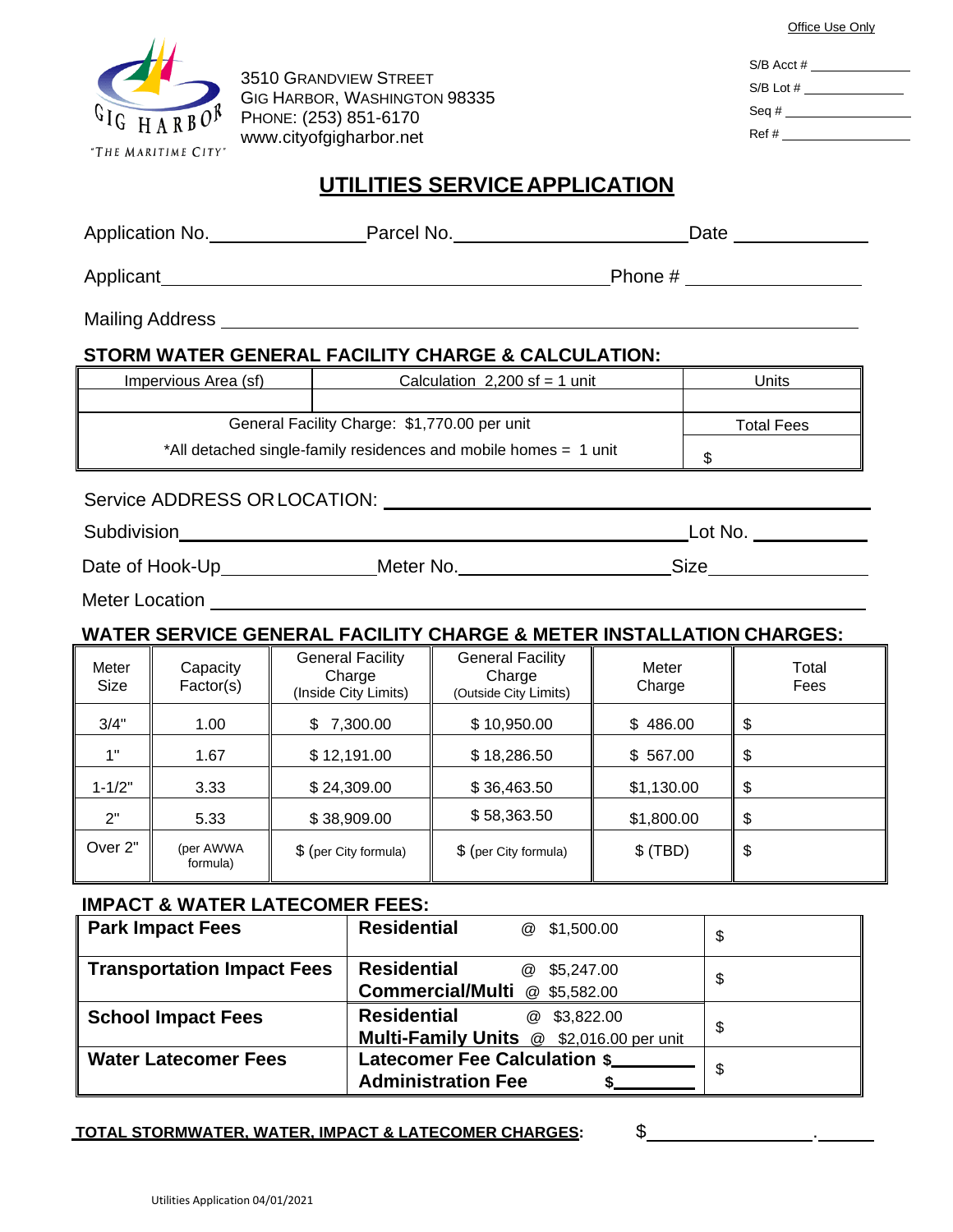GIG HARBOR "THE MARITIME CITY"

3510 GRANDVIEW STREET
GIG HARBOR, WASHINGTON 98335
PHONE: (253) 851-6170
www.cityofgigharbor.net

Office Use Only

S/B Acct # ______________
S/B Lot # ______________
Seq # ______________
Ref # ______________

# UTILITIES SERVICE APPLICATION

Application No.______________ Parcel No.____________________ Date ____________

Applicant______________________________________________ Phone # ______________

Mailing Address ____________________________________________________________

## STORM WATER GENERAL FACILITY CHARGE & CALCULATION:

| Impervious Area (sf) | Calculation 2,200 sf = 1 unit | Units |
|---|---|---|
| | | |
| General Facility Charge: $1,770.00 per unit | | Total Fees |
| *All detached single-family residences and mobile homes = 1 unit | | $ |

Service ADDRESS OR LOCATION: ______________________________________________

Subdivision__________________________________________________ Lot No. __________

Date of Hook-Up______________ Meter No.__________________ Size______________

Meter Location ______________________________________________________________

## WATER SERVICE GENERAL FACILITY CHARGE & METER INSTALLATION CHARGES:

| Meter Size | Capacity Factor(s) | General Facility Charge (Inside City Limits) | General Facility Charge (Outside City Limits) | Meter Charge | Total Fees |
|---|---|---|---|---|---|
| 3/4" | 1.00 | $ 7,300.00 | $ 10,950.00 | $ 486.00 | $ |
| 1" | 1.67 | $ 12,191.00 | $ 18,286.50 | $ 567.00 | $ |
| 1-1/2" | 3.33 | $ 24,309.00 | $ 36,463.50 | $1,130.00 | $ |
| 2" | 5.33 | $ 38,909.00 | $ 58,363.50 | $1,800.00 | $ |
| Over 2" | (per AWWA formula) | $ (per City formula) | $ (per City formula) | $ (TBD) | $ |

## IMPACT & WATER LATECOMER FEES:

| | | |
|---|---|---|
| **Park Impact Fees** | **Residential** @ $1,500.00 | $ |
| **Transportation Impact Fees** | **Residential** @ $5,247.00<br>**Commercial/Multi** @ $5,582.00 | $ |
| **School Impact Fees** | **Residential** @ $3,822.00<br>**Multi-Family Units** @ $2,016.00 per unit | $ |
| **Water Latecomer Fees** | **Latecomer Fee Calculation $**________<br>**Administration Fee $**________ | $ |

**TOTAL STORMWATER, WATER, IMPACT & LATECOMER CHARGES:** $________________.______

Utilities Application 04/01/2021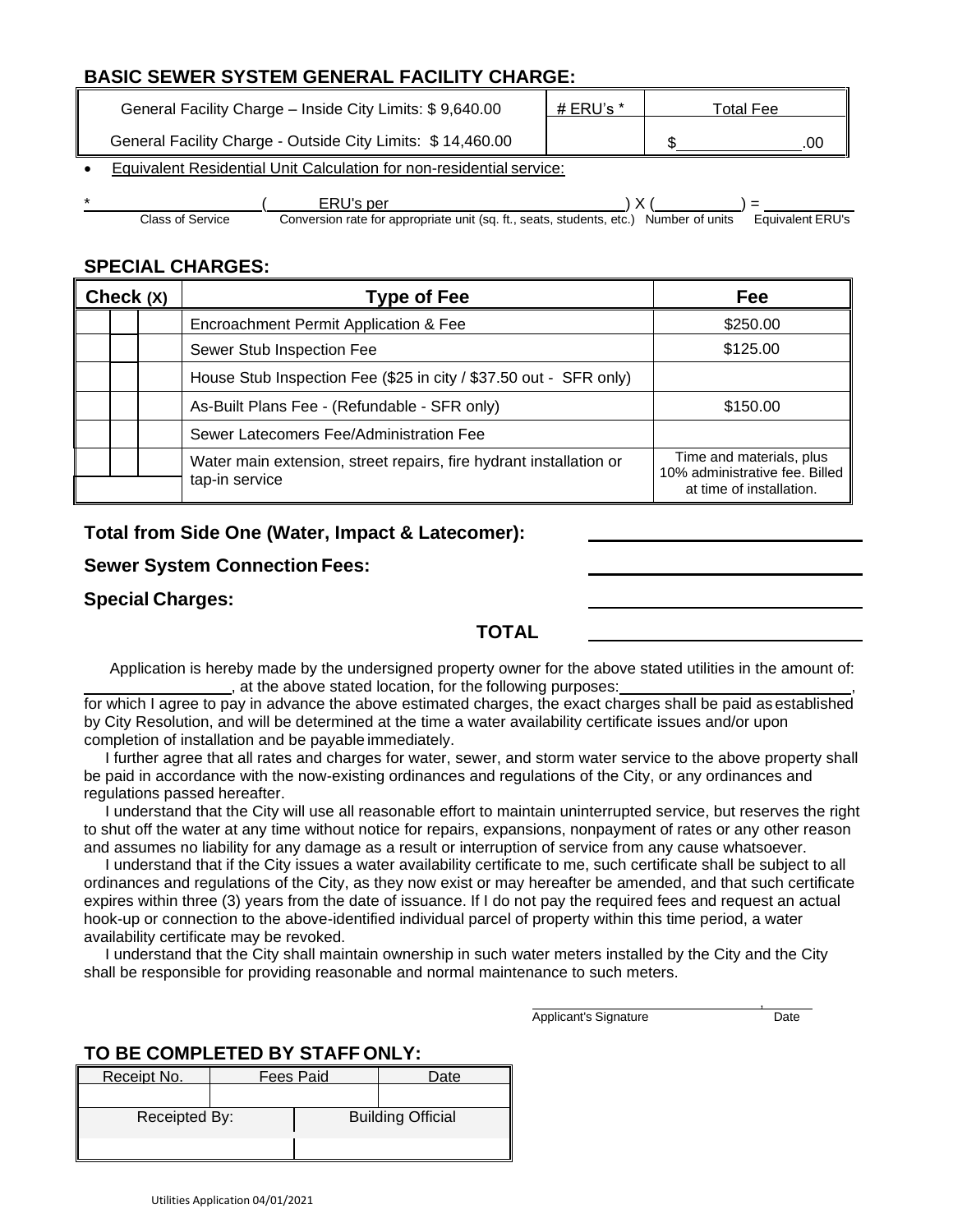## BASIC SEWER SYSTEM GENERAL FACILITY CHARGE:

| | # ERU's * | Total Fee |
|---|---|---|
| General Facility Charge – Inside City Limits: $ 9,640.00 | | |
| General Facility Charge - Outside City Limits: $ 14,460.00 | | $\_\_\_\_\_\_\_\_\_\_\_\_\_\_.00 |

- Equivalent Residential Unit Calculation for non-residential service:

\* \_\_\_\_\_\_\_\_\_\_\_\_\_\_\_\_\_\_ ( \_\_\_\_\_ ERU's per \_\_\_\_\_\_\_\_\_\_\_\_\_\_\_\_\_\_\_\_\_\_\_\_\_\_ ) X ( \_\_\_\_\_\_\_\_\_ ) = \_\_\_\_\_\_\_\_\_\_

Class of Service — Conversion rate for appropriate unit (sq. ft., seats, students, etc.) — Number of units — Equivalent ERU's

## SPECIAL CHARGES:

| Check (X) | Type of Fee | Fee |
|---|---|---|
| | Encroachment Permit Application & Fee | $250.00 |
| | Sewer Stub Inspection Fee | $125.00 |
| | House Stub Inspection Fee ($25 in city / $37.50 out - SFR only) | |
| | As-Built Plans Fee - (Refundable - SFR only) | $150.00 |
| | Sewer Latecomers Fee/Administration Fee | |
| | Water main extension, street repairs, fire hydrant installation or tap-in service | Time and materials, plus 10% administrative fee. Billed at time of installation. |

**Total from Side One (Water, Impact & Latecomer):** \_\_\_\_\_\_\_\_\_\_\_\_\_\_\_\_\_\_\_\_

**Sewer System Connection Fees:** \_\_\_\_\_\_\_\_\_\_\_\_\_\_\_\_\_\_\_\_

**Special Charges:** \_\_\_\_\_\_\_\_\_\_\_\_\_\_\_\_\_\_\_\_

**TOTAL** \_\_\_\_\_\_\_\_\_\_\_\_\_\_\_\_\_\_\_\_

Application is hereby made by the undersigned property owner for the above stated utilities in the amount of: \_\_\_\_\_\_\_\_\_\_\_\_\_\_\_\_, at the above stated location, for the following purposes: \_\_\_\_\_\_\_\_\_\_\_\_\_\_\_\_\_\_\_\_\_\_\_\_, for which I agree to pay in advance the above estimated charges, the exact charges shall be paid as established by City Resolution, and will be determined at the time a water availability certificate issues and/or upon completion of installation and be payable immediately.

I further agree that all rates and charges for water, sewer, and storm water service to the above property shall be paid in accordance with the now-existing ordinances and regulations of the City, or any ordinances and regulations passed hereafter.

I understand that the City will use all reasonable effort to maintain uninterrupted service, but reserves the right to shut off the water at any time without notice for repairs, expansions, nonpayment of rates or any other reason and assumes no liability for any damage as a result or interruption of service from any cause whatsoever.

I understand that if the City issues a water availability certificate to me, such certificate shall be subject to all ordinances and regulations of the City, as they now exist or may hereafter be amended, and that such certificate expires within three (3) years from the date of issuance. If I do not pay the required fees and request an actual hook-up or connection to the above-identified individual parcel of property within this time period, a water availability certificate may be revoked.

I understand that the City shall maintain ownership in such water meters installed by the City and the City shall be responsible for providing reasonable and normal maintenance to such meters.

\_\_\_\_\_\_\_\_\_\_\_\_\_\_\_\_\_\_\_\_\_\_\_\_\_\_\_\_, \_\_\_\_\_\_\_\_
Applicant's Signature — Date

## TO BE COMPLETED BY STAFF ONLY:

| Receipt No. | Fees Paid | Date |
|---|---|---|
| | | |
| Receipted By: | Building Official | |
| | | |

Utilities Application 04/01/2021